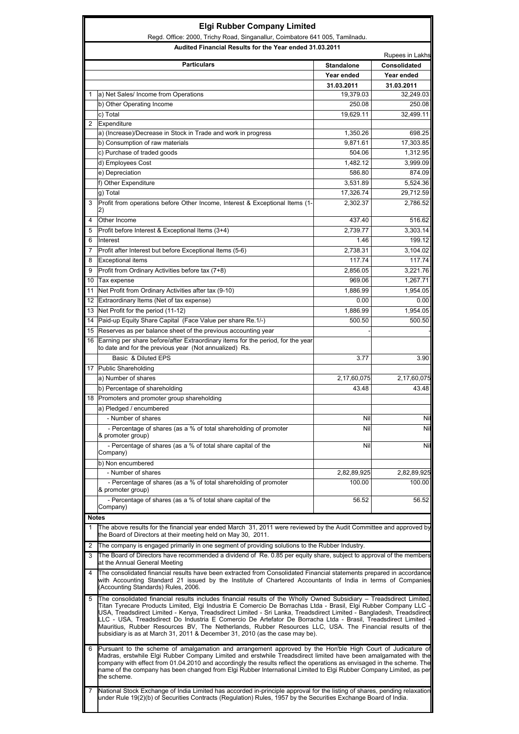# Elgi Rubber Company Limited

Regd. Office: 2000, Trichy Road, Singanallur, Coimbatore 641 005, Tamilnadu.

**Audited Financial Results for the Year ended 31.03.2011**

Rupees in Lakhs

| | Particulars | Standalone | Consolidated |
|---|---|---|---|
| | | Year ended | Year ended |
| | | 31.03.2011 | 31.03.2011 |
| 1 | a) Net Sales/ Income from Operations | 19,379.03 | 32,249.03 |
| | b) Other Operating Income | 250.08 | 250.08 |
| | c) Total | 19,629.11 | 32,499.11 |
| 2 | Expenditure | | |
| | a) (Increase)/Decrease in Stock in Trade and work in progress | 1,350.26 | 698.25 |
| | b) Consumption of raw materials | 9,871.61 | 17,303.85 |
| | c) Purchase of traded goods | 504.06 | 1,312.95 |
| | d) Employees Cost | 1,482.12 | 3,999.09 |
| | e) Depreciation | 586.80 | 874.09 |
| | f) Other Expenditure | 3,531.89 | 5,524.36 |
| | g) Total | 17,326.74 | 29,712.59 |
| 3 | Profit from operations before Other Income, Interest & Exceptional Items (1-2) | 2,302.37 | 2,786.52 |
| 4 | Other Income | 437.40 | 516.62 |
| 5 | Profit before Interest & Exceptional Items (3+4) | 2,739.77 | 3,303.14 |
| 6 | Interest | 1.46 | 199.12 |
| 7 | Profit after Interest but before Exceptional Items (5-6) | 2,738.31 | 3,104.02 |
| 8 | Exceptional items | 117.74 | 117.74 |
| 9 | Profit from Ordinary Activities before tax (7+8) | 2,856.05 | 3,221.76 |
| 10 | Tax expense | 969.06 | 1,267.71 |
| 11 | Net Profit from Ordinary Activities after tax (9-10) | 1,886.99 | 1,954.05 |
| 12 | Extraordinary Items (Net of tax expense) | 0.00 | 0.00 |
| 13 | Net Profit for the period (11-12) | 1,886.99 | 1,954.05 |
| 14 | Paid-up Equity Share Capital (Face Value per share Re.1/-) | 500.50 | 500.50 |
| 15 | Reserves as per balance sheet of the previous accounting year | - | - |
| 16 | Earning per share before/after Extraordinary items for the period, for the year to date and for the previous year (Not annualized) Rs. | | |
| | Basic & Diluted EPS | 3.77 | 3.90 |
| 17 | Public Shareholding | | |
| | a) Number of shares | 2,17,60,075 | 2,17,60,075 |
| | b) Percentage of shareholding | 43.48 | 43.48 |
| 18 | Promoters and promoter group shareholding | | |
| | a) Pledged / encumbered | | |
| | - Number of shares | Nil | Nil |
| | - Percentage of shares (as a % of total shareholding of promoter & promoter group) | Nil | Nil |
| | - Percentage of shares (as a % of total share capital of the Company) | Nil | Nil |
| | b) Non encumbered | | |
| | - Number of shares | 2,82,89,925 | 2,82,89,925 |
| | - Percentage of shares (as a % of total shareholding of promoter & promoter group) | 100.00 | 100.00 |
| | - Percentage of shares (as a % of total share capital of the Company) | 56.52 | 56.52 |

**Notes**

1. The above results for the financial year ended March 31, 2011 were reviewed by the Audit Committee and approved by the Board of Directors at their meeting held on May 30, 2011.
2. The company is engaged primarily in one segment of providing solutions to the Rubber Industry.
3. The Board of Directors have recommended a dividend of Re. 0.85 per equity share, subject to approval of the members at the Annual General Meeting
4. The consolidated financial results have been extracted from Consolidated Financial statements prepared in accordance with Accounting Standard 21 issued by the Institute of Chartered Accountants of India in terms of Companies (Accounting Standards) Rules, 2006.
5. The consolidated financial results includes financial results of the Wholly Owned Subsidiary – Treadsdirect Limited, Titan Tyrecare Products Limited, Elgi Industria E Comercio De Borrachas Ltda - Brasil, Elgi Rubber Company LLC - USA, Treadsdirect Limited - Kenya, Treadsdirect Limited - Sri Lanka, Treadsdirect Limited - Bangladesh, Treadsdirect LLC - USA, Treadsdirect Do Industria E Comercio De Artefator De Borracha Ltda - Brasil, Treadsdirect Limited - Mauritius, Rubber Resources BV, The Netherlands, Rubber Resources LLC, USA. The Financial results of the subsidiary is as at March 31, 2011 & December 31, 2010 (as the case may be).
6. Pursuant to the scheme of amalgamation and arrangement approved by the Hon'ble High Court of Judicature of Madras, erstwhile Elgi Rubber Company Limited and erstwhile Treadsdirect limited have been amalgamated with the company with effect from 01.04.2010 and accordingly the results reflect the operations as envisaged in the scheme. The name of the company has been changed from Elgi Rubber International Limited to Elgi Rubber Company Limited, as per the scheme.
7. National Stock Exchange of India Limited has accorded in-principle approval for the listing of shares, pending relaxation under Rule 19(2)(b) of Securities Contracts (Regulation) Rules, 1957 by the Securities Exchange Board of India.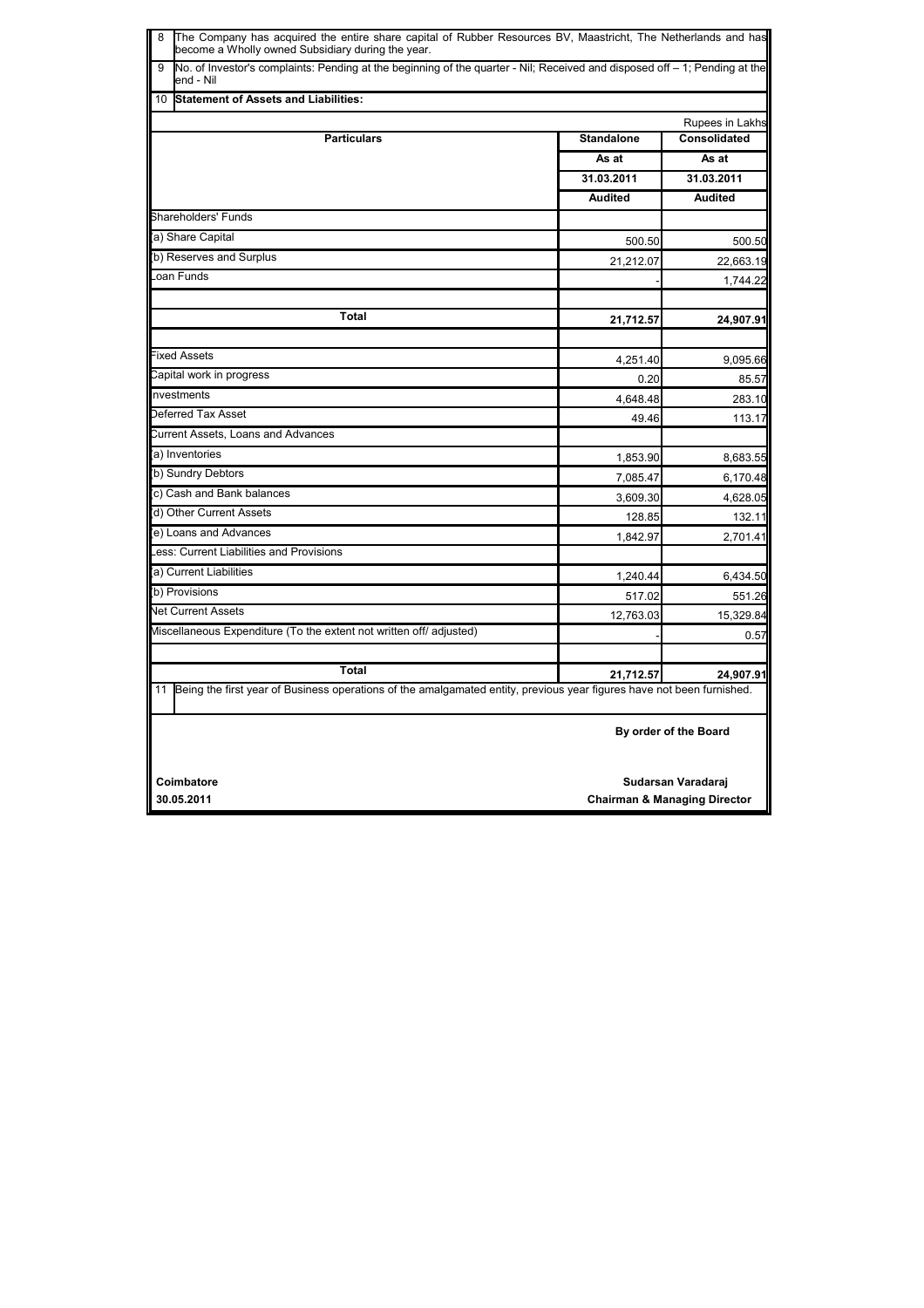8. The Company has acquired the entire share capital of Rubber Resources BV, Maastricht, The Netherlands and has become a Wholly owned Subsidiary during the year.

9. No. of Investor's complaints: Pending at the beginning of the quarter - Nil; Received and disposed off – 1; Pending at the end - Nil

10. **Statement of Assets and Liabilities:**

Rupees in Lakhs

| Particulars | Standalone | Consolidated |
|---|---|---|
| | As at | As at |
| | 31.03.2011 | 31.03.2011 |
| | Audited | Audited |
| Shareholders' Funds | | |
| (a) Share Capital | 500.50 | 500.50 |
| (b) Reserves and Surplus | 21,212.07 | 22,663.19 |
| Loan Funds | - | 1,744.22 |
| | | |
| **Total** | **21,712.57** | **24,907.91** |
| | | |
| Fixed Assets | 4,251.40 | 9,095.66 |
| Capital work in progress | 0.20 | 85.57 |
| Investments | 4,648.48 | 283.10 |
| Deferred Tax Asset | 49.46 | 113.17 |
| Current Assets, Loans and Advances | | |
| (a) Inventories | 1,853.90 | 8,683.55 |
| (b) Sundry Debtors | 7,085.47 | 6,170.48 |
| (c) Cash and Bank balances | 3,609.30 | 4,628.05 |
| (d) Other Current Assets | 128.85 | 132.11 |
| (e) Loans and Advances | 1,842.97 | 2,701.41 |
| Less: Current Liabilities and Provisions | | |
| (a) Current Liabilities | 1,240.44 | 6,434.50 |
| (b) Provisions | 517.02 | 551.26 |
| Net Current Assets | 12,763.03 | 15,329.84 |
| Miscellaneous Expenditure (To the extent not written off/ adjusted) | - | 0.57 |
| | | |
| **Total** | **21,712.57** | **24,907.91** |

11. Being the first year of Business operations of the amalgamated entity, previous year figures have not been furnished.

**By order of the Board**

**Coimbatore**
**30.05.2011**

**Sudarsan Varadaraj**
**Chairman & Managing Director**